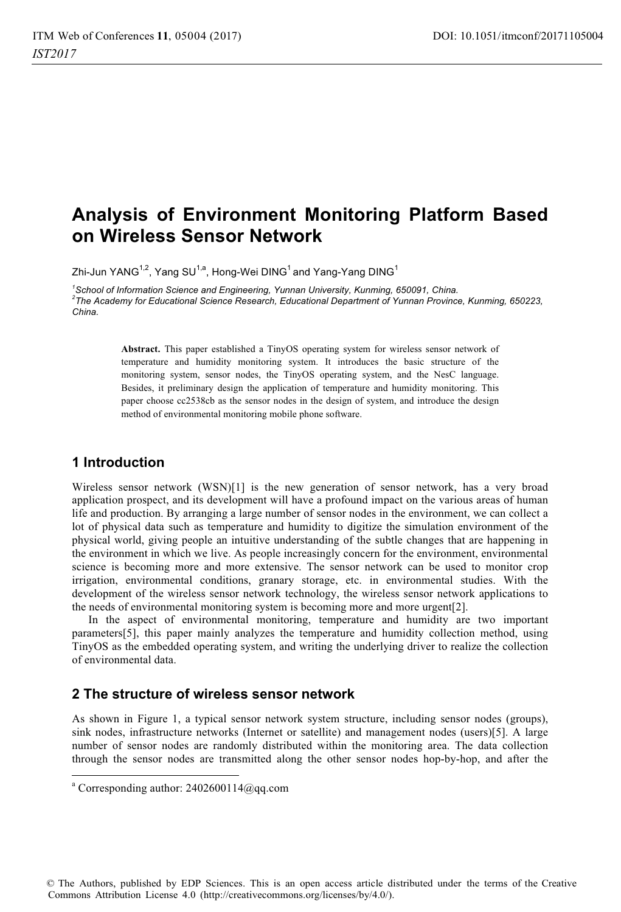# Analysis of Environment Monitoring Platform Based on Wireless Sensor Network

Zhi-Jun YANG[1,2], Yang SU[1,a], Hong-Wei DING[1] and Yang-Yang DING[1]

[1]*School of Information Science and Engineering, Yunnan University, Kunming, 650091, China.*
[2]*The Academy for Educational Science Research, Educational Department of Yunnan Province, Kunming, 650223, China.*

**Abstract.** This paper established a TinyOS operating system for wireless sensor network of temperature and humidity monitoring system. It introduces the basic structure of the monitoring system, sensor nodes, the TinyOS operating system, and the NesC language. Besides, it preliminary design the application of temperature and humidity monitoring. This paper choose cc2538cb as the sensor nodes in the design of system, and introduce the design method of environmental monitoring mobile phone software.

## 1 Introduction

Wireless sensor network (WSN)[1] is the new generation of sensor network, has a very broad application prospect, and its development will have a profound impact on the various areas of human life and production. By arranging a large number of sensor nodes in the environment, we can collect a lot of physical data such as temperature and humidity to digitize the simulation environment of the physical world, giving people an intuitive understanding of the subtle changes that are happening in the environment in which we live. As people increasingly concern for the environment, environmental science is becoming more and more extensive. The sensor network can be used to monitor crop irrigation, environmental conditions, granary storage, etc. in environmental studies. With the development of the wireless sensor network technology, the wireless sensor network applications to the needs of environmental monitoring system is becoming more and more urgent[2].

In the aspect of environmental monitoring, temperature and humidity are two important parameters[5], this paper mainly analyzes the temperature and humidity collection method, using TinyOS as the embedded operating system, and writing the underlying driver to realize the collection of environmental data.

## 2 The structure of wireless sensor network

As shown in Figure 1, a typical sensor network system structure, including sensor nodes (groups), sink nodes, infrastructure networks (Internet or satellite) and management nodes (users)[5]. A large number of sensor nodes are randomly distributed within the monitoring area. The data collection through the sensor nodes are transmitted along the other sensor nodes hop-by-hop, and after the

[a] Corresponding author: 2402600114@qq.com

© The Authors, published by EDP Sciences. This is an open access article distributed under the terms of the Creative Commons Attribution License 4.0 (http://creativecommons.org/licenses/by/4.0/).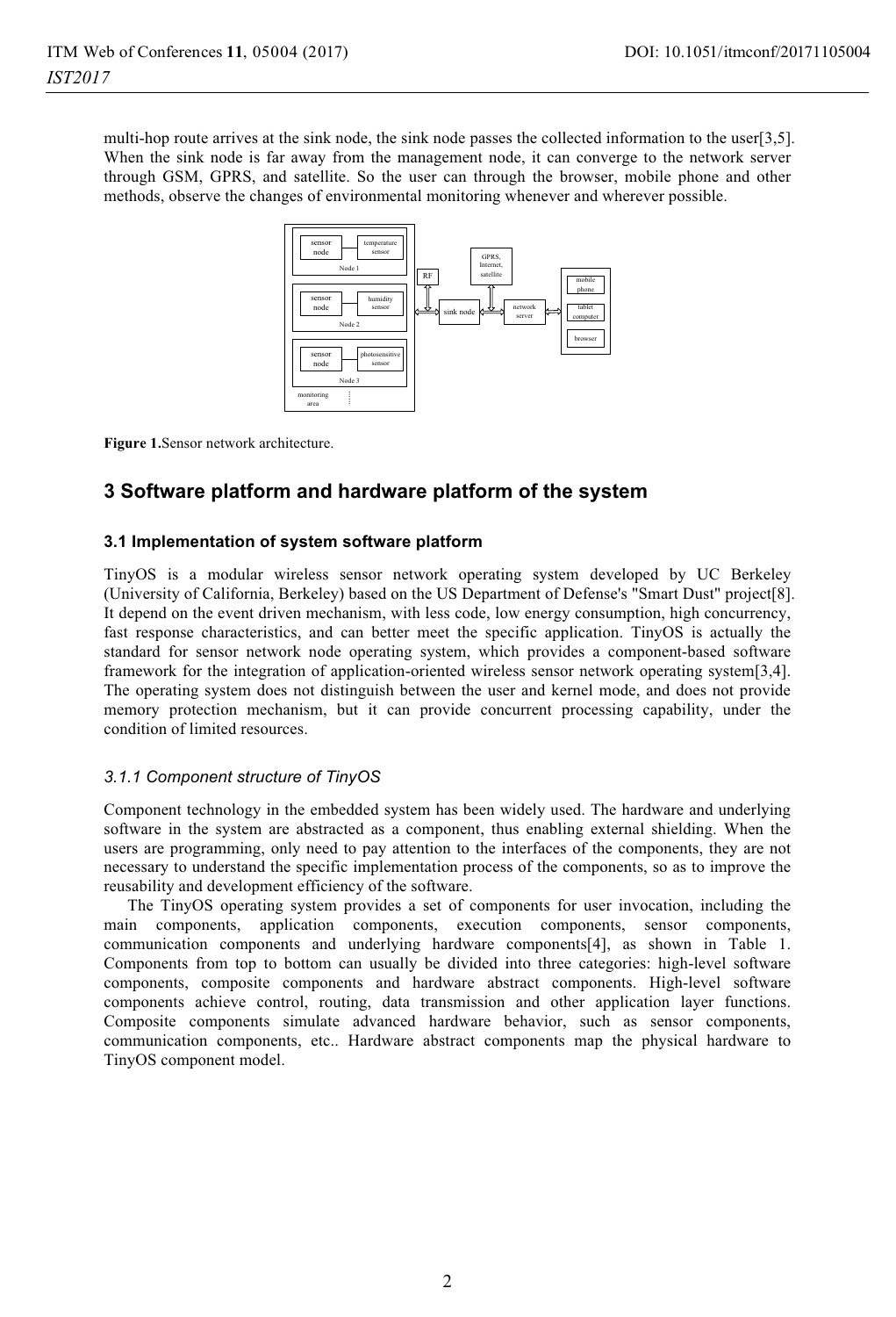multi-hop route arrives at the sink node, the sink node passes the collected information to the user[3,5]. When the sink node is far away from the management node, it can converge to the network server through GSM, GPRS, and satellite. So the user can through the browser, mobile phone and other methods, observe the changes of environmental monitoring whenever and wherever possible.

**Figure 1.**Sensor network architecture.

## 3 Software platform and hardware platform of the system

### 3.1 Implementation of system software platform

TinyOS is a modular wireless sensor network operating system developed by UC Berkeley (University of California, Berkeley) based on the US Department of Defense's "Smart Dust" project[8]. It depend on the event driven mechanism, with less code, low energy consumption, high concurrency, fast response characteristics, and can better meet the specific application. TinyOS is actually the standard for sensor network node operating system, which provides a component-based software framework for the integration of application-oriented wireless sensor network operating system[3,4]. The operating system does not distinguish between the user and kernel mode, and does not provide memory protection mechanism, but it can provide concurrent processing capability, under the condition of limited resources.

#### *3.1.1 Component structure of TinyOS*

Component technology in the embedded system has been widely used. The hardware and underlying software in the system are abstracted as a component, thus enabling external shielding. When the users are programming, only need to pay attention to the interfaces of the components, they are not necessary to understand the specific implementation process of the components, so as to improve the reusability and development efficiency of the software.

The TinyOS operating system provides a set of components for user invocation, including the main components, application components, execution components, sensor components, communication components and underlying hardware components[4], as shown in Table 1. Components from top to bottom can usually be divided into three categories: high-level software components, composite components and hardware abstract components. High-level software components achieve control, routing, data transmission and other application layer functions. Composite components simulate advanced hardware behavior, such as sensor components, communication components, etc.. Hardware abstract components map the physical hardware to TinyOS component model.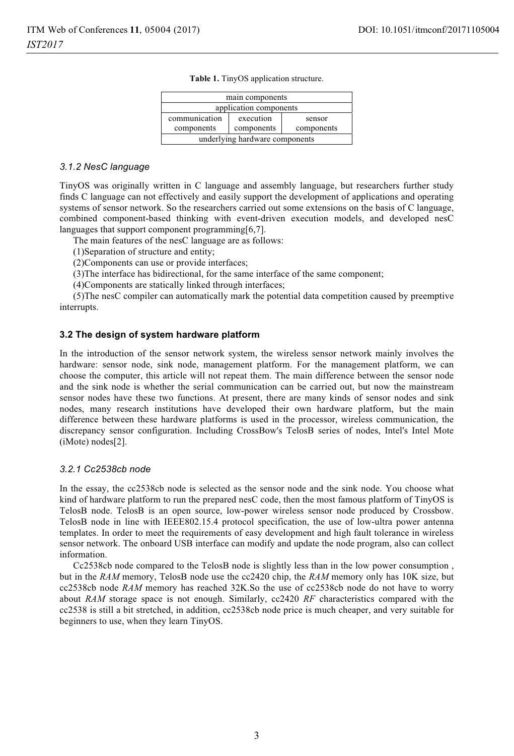**Table 1.** TinyOS application structure.

| main components | | |
|---|---|---|
| application components | | |
| communication components | execution components | sensor components |
| underlying hardware components | | |

### *3.1.2 NesC language*

TinyOS was originally written in C language and assembly language, but researchers further study finds C language can not effectively and easily support the development of applications and operating systems of sensor network. So the researchers carried out some extensions on the basis of C language, combined component-based thinking with event-driven execution models, and developed nesC languages that support component programming[6,7].

The main features of the nesC language are as follows:

(1)Separation of structure and entity;

(2)Components can use or provide interfaces;

(3)The interface has bidirectional, for the same interface of the same component;

(4)Components are statically linked through interfaces;

(5)The nesC compiler can automatically mark the potential data competition caused by preemptive interrupts.

### **3.2 The design of system hardware platform**

In the introduction of the sensor network system, the wireless sensor network mainly involves the hardware: sensor node, sink node, management platform. For the management platform, we can choose the computer, this article will not repeat them. The main difference between the sensor node and the sink node is whether the serial communication can be carried out, but now the mainstream sensor nodes have these two functions. At present, there are many kinds of sensor nodes and sink nodes, many research institutions have developed their own hardware platform, but the main difference between these hardware platforms is used in the processor, wireless communication, the discrepancy sensor configuration. Including CrossBow's TelosB series of nodes, Intel's Intel Mote (iMote) nodes[2].

### *3.2.1 Cc2538cb node*

In the essay, the cc2538cb node is selected as the sensor node and the sink node. You choose what kind of hardware platform to run the prepared nesC code, then the most famous platform of TinyOS is TelosB node. TelosB is an open source, low-power wireless sensor node produced by Crossbow. TelosB node in line with IEEE802.15.4 protocol specification, the use of low-ultra power antenna templates. In order to meet the requirements of easy development and high fault tolerance in wireless sensor network. The onboard USB interface can modify and update the node program, also can collect information.

Cc2538cb node compared to the TelosB node is slightly less than in the low power consumption , but in the *RAM* memory, TelosB node use the cc2420 chip, the *RAM* memory only has 10K size, but cc2538cb node *RAM* memory has reached 32K.So the use of cc2538cb node do not have to worry about *RAM* storage space is not enough. Similarly, cc2420 *RF* characteristics compared with the cc2538 is still a bit stretched, in addition, cc2538cb node price is much cheaper, and very suitable for beginners to use, when they learn TinyOS.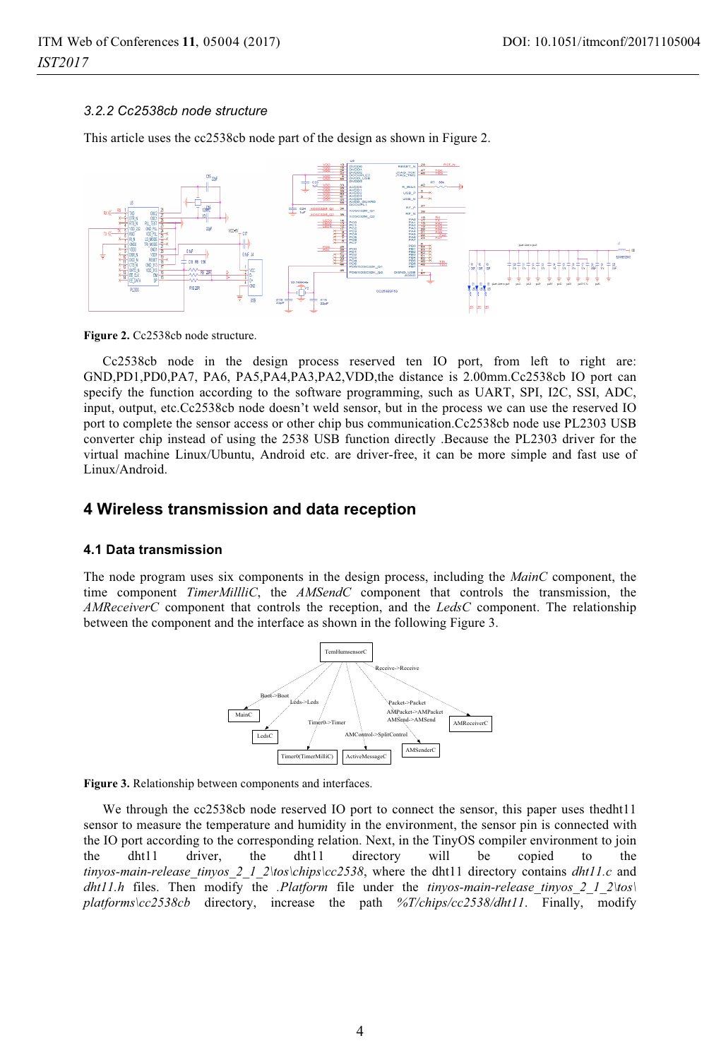### 3.2.2 Cc2538cb node structure

This article uses the cc2538cb node part of the design as shown in Figure 2.

**Figure 2.** Cc2538cb node structure.

Cc2538cb node in the design process reserved ten IO port, from left to right are: GND,PD1,PD0,PA7, PA6, PA5,PA4,PA3,PA2,VDD,the distance is 2.00mm.Cc2538cb IO port can specify the function according to the software programming, such as UART, SPI, I2C, SSI, ADC, input, output, etc.Cc2538cb node doesn't weld sensor, but in the process we can use the reserved IO port to complete the sensor access or other chip bus communication.Cc2538cb node use PL2303 USB converter chip instead of using the 2538 USB function directly .Because the PL2303 driver for the virtual machine Linux/Ubuntu, Android etc. are driver-free, it can be more simple and fast use of Linux/Android.

## 4 Wireless transmission and data reception

### 4.1 Data transmission

The node program uses six components in the design process, including the *MainC* component, the time component *TimerMilliC*, the *AMSendC* component that controls the transmission, the *AMReceiverC* component that controls the reception, and the *LedsC* component. The relationship between the component and the interface as shown in the following Figure 3.

**Figure 3.** Relationship between components and interfaces.

We through the cc2538cb node reserved IO port to connect the sensor, this paper uses thedht11 sensor to measure the temperature and humidity in the environment, the sensor pin is connected with the IO port according to the corresponding relation. Next, in the TinyOS compiler environment to join the dht11 driver, the dht11 directory will be copied to the *tinyos-main-release_tinyos_2_1_2\tos\chips\cc2538*, where the dht11 directory contains *dht11.c* and *dht11.h* files. Then modify the *.Platform* file under the *tinyos-main-release_tinyos_2_1_2\tos\platforms\cc2538cb* directory, increase the path *%T/chips/cc2538/dht11*. Finally, modify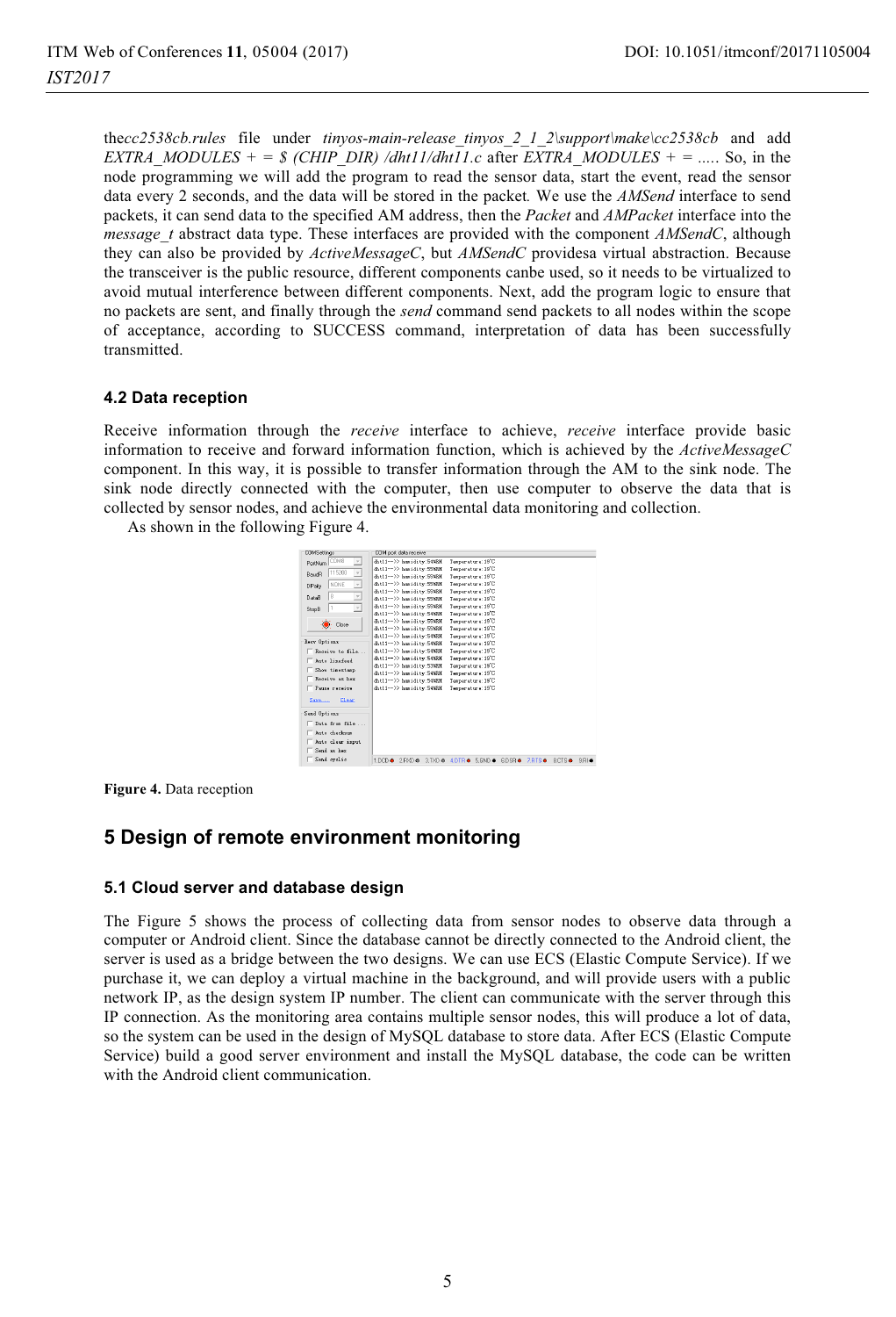the*cc2538cb.rules* file under *tinyos-main-release_tinyos_2_1_2\support\make\cc2538cb* and add *EXTRA_MODULES + = $ (CHIP_DIR) /dht11/dht11.c* after *EXTRA_MODULES + =* ..... So, in the node programming we will add the program to read the sensor data, start the event, read the sensor data every 2 seconds, and the data will be stored in the packet. We use the *AMSend* interface to send packets, it can send data to the specified AM address, then the *Packet* and *AMPacket* interface into the *message_t* abstract data type. These interfaces are provided with the component *AMSendC*, although they can also be provided by *ActiveMessageC*, but *AMSendC* providesa virtual abstraction. Because the transceiver is the public resource, different components canbe used, so it needs to be virtualized to avoid mutual interference between different components. Next, add the program logic to ensure that no packets are sent, and finally through the *send* command send packets to all nodes within the scope of acceptance, according to SUCCESS command, interpretation of data has been successfully transmitted.

### 4.2 Data reception

Receive information through the *receive* interface to achieve, *receive* interface provide basic information to receive and forward information function, which is achieved by the *ActiveMessageC* component. In this way, it is possible to transfer information through the AM to the sink node. The sink node directly connected with the computer, then use computer to observe the data that is collected by sensor nodes, and achieve the environmental data monitoring and collection.

As shown in the following Figure 4.

**Figure 4.** Data reception

## 5 Design of remote environment monitoring

### 5.1 Cloud server and database design

The Figure 5 shows the process of collecting data from sensor nodes to observe data through a computer or Android client. Since the database cannot be directly connected to the Android client, the server is used as a bridge between the two designs. We can use ECS (Elastic Compute Service). If we purchase it, we can deploy a virtual machine in the background, and will provide users with a public network IP, as the design system IP number. The client can communicate with the server through this IP connection. As the monitoring area contains multiple sensor nodes, this will produce a lot of data, so the system can be used in the design of MySQL database to store data. After ECS (Elastic Compute Service) build a good server environment and install the MySQL database, the code can be written with the Android client communication.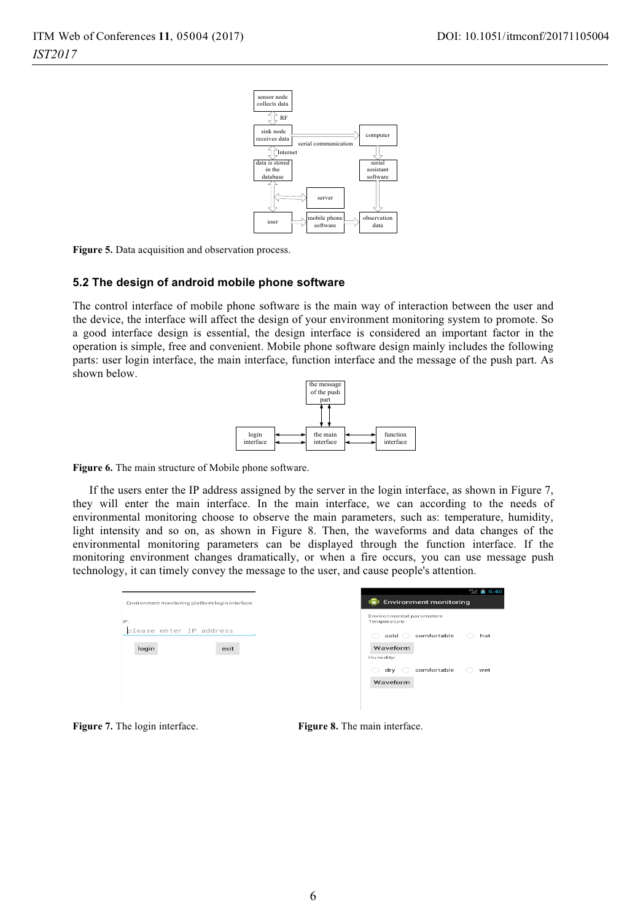Figure 5. Data acquisition and observation process.

### 5.2 The design of android mobile phone software

The control interface of mobile phone software is the main way of interaction between the user and the device, the interface will affect the design of your environment monitoring system to promote. So a good interface design is essential, the design interface is considered an important factor in the operation is simple, free and convenient. Mobile phone software design mainly includes the following parts: user login interface, the main interface, function interface and the message of the push part. As shown below.

Figure 6. The main structure of Mobile phone software.

If the users enter the IP address assigned by the server in the login interface, as shown in Figure 7, they will enter the main interface. In the main interface, we can according to the needs of environmental monitoring choose to observe the main parameters, such as: temperature, humidity, light intensity and so on, as shown in Figure 8. Then, the waveforms and data changes of the environmental monitoring parameters can be displayed through the function interface. If the monitoring environment changes dramatically, or when a fire occurs, you can use message push technology, it can timely convey the message to the user, and cause people's attention.

Figure 7. The login interface.

Figure 8. The main interface.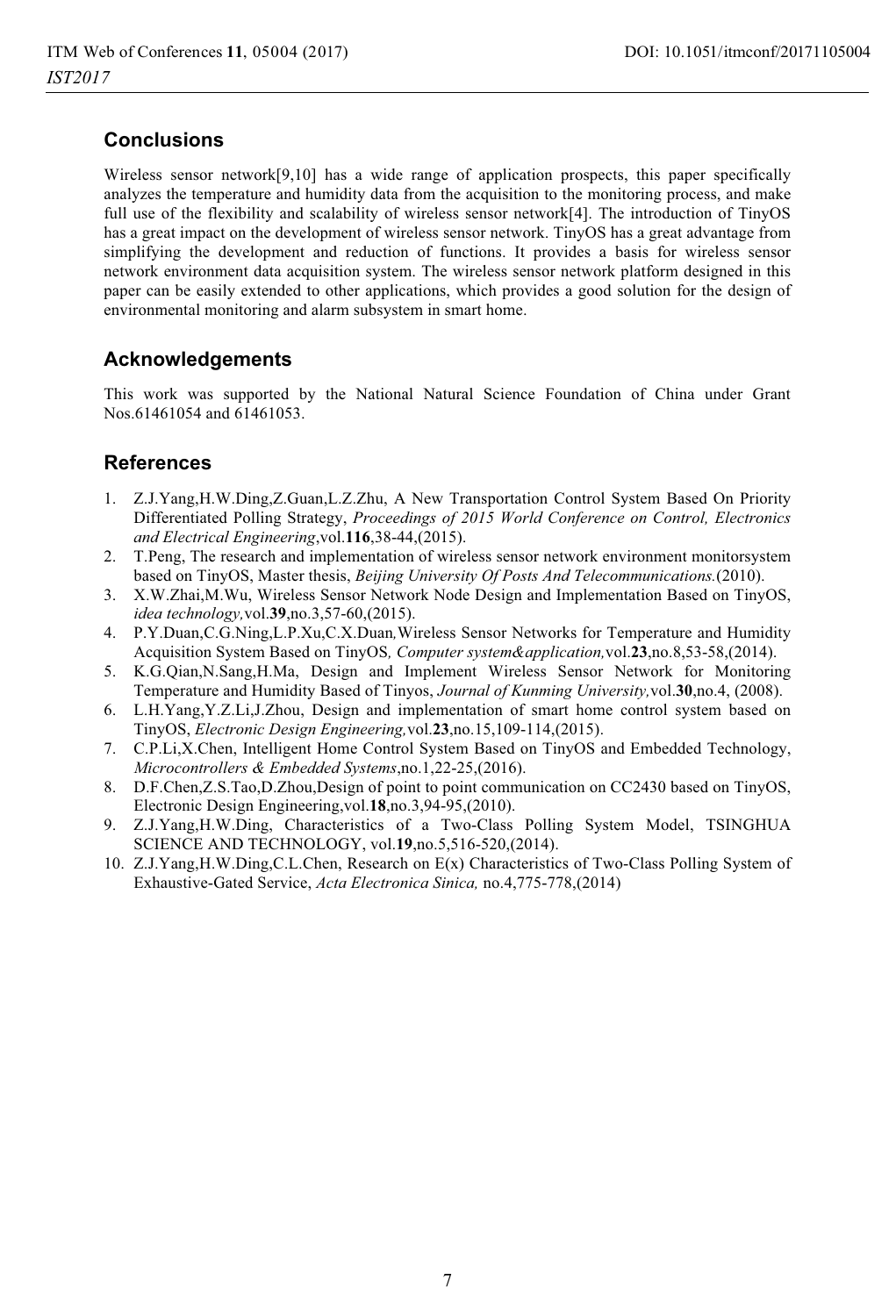## Conclusions

Wireless sensor network[9,10] has a wide range of application prospects, this paper specifically analyzes the temperature and humidity data from the acquisition to the monitoring process, and make full use of the flexibility and scalability of wireless sensor network[4]. The introduction of TinyOS has a great impact on the development of wireless sensor network. TinyOS has a great advantage from simplifying the development and reduction of functions. It provides a basis for wireless sensor network environment data acquisition system. The wireless sensor network platform designed in this paper can be easily extended to other applications, which provides a good solution for the design of environmental monitoring and alarm subsystem in smart home.

## Acknowledgements

This work was supported by the National Natural Science Foundation of China under Grant Nos.61461054 and 61461053.

## References

1. Z.J.Yang,H.W.Ding,Z.Guan,L.Z.Zhu, A New Transportation Control System Based On Priority Differentiated Polling Strategy, *Proceedings of 2015 World Conference on Control, Electronics and Electrical Engineering*,vol.**116**,38-44,(2015).
2. T.Peng, The research and implementation of wireless sensor network environment monitorsystem based on TinyOS, Master thesis, *Beijing University Of Posts And Telecommunications.*(2010).
3. X.W.Zhai,M.Wu, Wireless Sensor Network Node Design and Implementation Based on TinyOS, *idea technology,*vol.**39**,no.3,57-60,(2015).
4. P.Y.Duan,C.G.Ning,L.P.Xu,C.X.Duan*,*Wireless Sensor Networks for Temperature and Humidity Acquisition System Based on TinyOS*, Computer system&application,*vol.**23**,no.8,53-58,(2014).
5. K.G.Qian,N.Sang,H.Ma, Design and Implement Wireless Sensor Network for Monitoring Temperature and Humidity Based of Tinyos, *Journal of Kunming University,*vol.**30**,no.4, (2008).
6. L.H.Yang,Y.Z.Li,J.Zhou, Design and implementation of smart home control system based on TinyOS, *Electronic Design Engineering,*vol.**23**,no.15,109-114,(2015).
7. C.P.Li,X.Chen, Intelligent Home Control System Based on TinyOS and Embedded Technology, *Microcontrollers & Embedded Systems*,no.1,22-25,(2016).
8. D.F.Chen,Z.S.Tao,D.Zhou,Design of point to point communication on CC2430 based on TinyOS, Electronic Design Engineering,vol.**18**,no.3,94-95,(2010).
9. Z.J.Yang,H.W.Ding, Characteristics of a Two-Class Polling System Model, TSINGHUA SCIENCE AND TECHNOLOGY, vol.**19**,no.5,516-520,(2014).
10. Z.J.Yang,H.W.Ding,C.L.Chen, Research on E(x) Characteristics of Two-Class Polling System of Exhaustive-Gated Service, *Acta Electronica Sinica,* no.4,775-778,(2014)